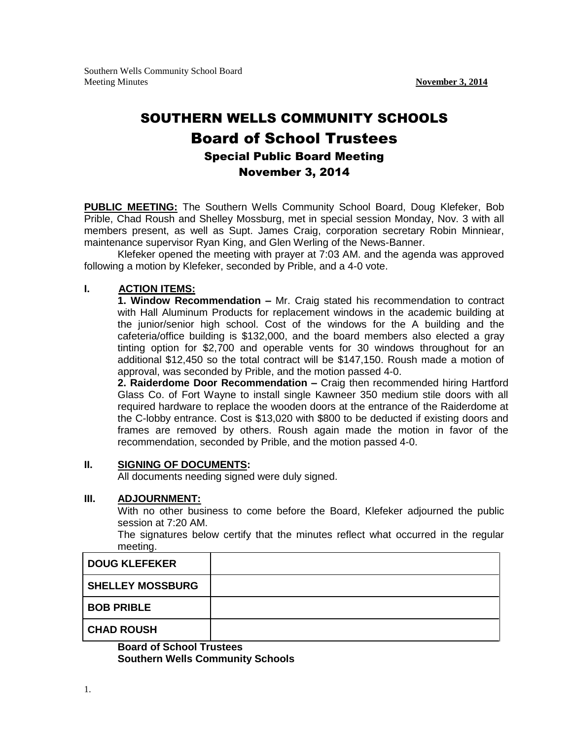# SOUTHERN WELLS COMMUNITY SCHOOLS

## Board of School Trustees

### Special Public Board Meeting

### November 3, 2014

**PUBLIC MEETING:** The Southern Wells Community School Board, Doug Klefeker, Bob Prible, Chad Roush and Shelley Mossburg, met in special session Monday, Nov. 3 with all members present, as well as Supt. James Craig, corporation secretary Robin Minniear, maintenance supervisor Ryan King, and Glen Werling of the News-Banner.

Klefeker opened the meeting with prayer at 7:03 AM. and the agenda was approved following a motion by Klefeker, seconded by Prible, and a 4-0 vote.

**I. ACTION ITEMS:**

**1. Window Recommendation –** Mr. Craig stated his recommendation to contract with Hall Aluminum Products for replacement windows in the academic building at the junior/senior high school. Cost of the windows for the A building and the cafeteria/office building is $132,000, and the board members also elected a gray tinting option for $2,700 and operable vents for 30 windows throughout for an additional $12,450 so the total contract will be $147,150. Roush made a motion of approval, was seconded by Prible, and the motion passed 4-0.

**2. Raiderdome Door Recommendation –** Craig then recommended hiring Hartford Glass Co. of Fort Wayne to install single Kawneer 350 medium stile doors with all required hardware to replace the wooden doors at the entrance of the Raiderdome at the C-lobby entrance. Cost is $13,020 with $800 to be deducted if existing doors and frames are removed by others. Roush again made the motion in favor of the recommendation, seconded by Prible, and the motion passed 4-0.

**II. SIGNING OF DOCUMENTS:**

All documents needing signed were duly signed.

**III. ADJOURNMENT:**

With no other business to come before the Board, Klefeker adjourned the public session at 7:20 AM.

The signatures below certify that the minutes reflect what occurred in the regular meeting.

| | |
|---|---|
| **DOUG KLEFEKER** | |
| **SHELLEY MOSSBURG** | |
| **BOB PRIBLE** | |
| **CHAD ROUSH** | |

**Board of School Trustees**
**Southern Wells Community Schools**